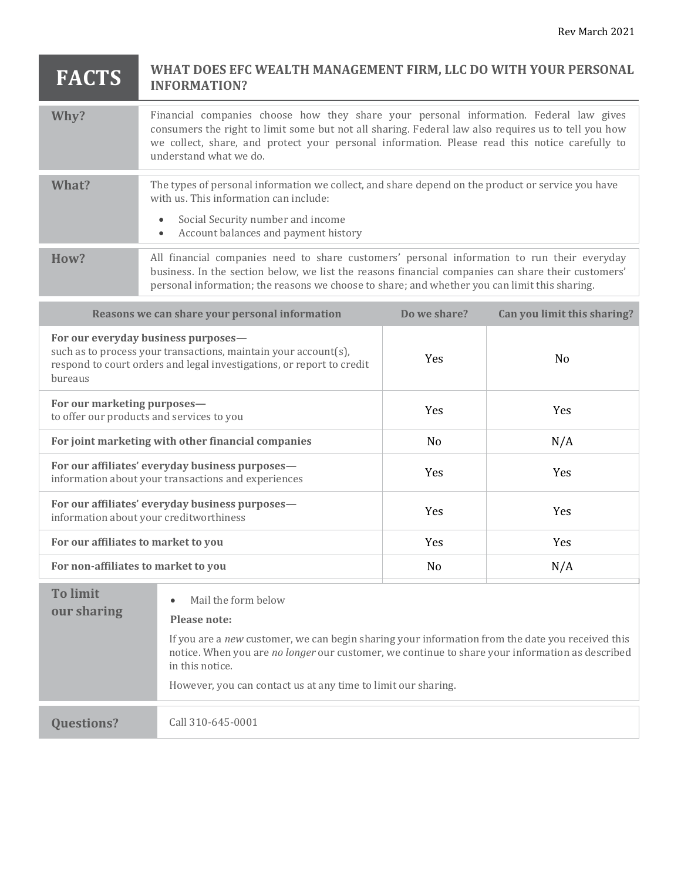Rev March 2021

# FACTS — WHAT DOES EFC WEALTH MANAGEMENT FIRM, LLC DO WITH YOUR PERSONAL INFORMATION?

| | |
|---|---|
| **Why?** | Financial companies choose how they share your personal information. Federal law gives consumers the right to limit some but not all sharing. Federal law also requires us to tell you how we collect, share, and protect your personal information. Please read this notice carefully to understand what we do. |
| **What?** | The types of personal information we collect, and share depend on the product or service you have with us. This information can include:<br>• Social Security number and income<br>• Account balances and payment history |
| **How?** | All financial companies need to share customers' personal information to run their everyday business. In the section below, we list the reasons financial companies can share their customers' personal information; the reasons we choose to share; and whether you can limit this sharing. |

| Reasons we can share your personal information | Do we share? | Can you limit this sharing? |
|---|---|---|
| **For our everyday business purposes—** such as to process your transactions, maintain your account(s), respond to court orders and legal investigations, or report to credit bureaus | Yes | No |
| **For our marketing purposes—** to offer our products and services to you | Yes | Yes |
| **For joint marketing with other financial companies** | No | N/A |
| **For our affiliates' everyday business purposes—** information about your transactions and experiences | Yes | Yes |
| **For our affiliates' everyday business purposes—** information about your creditworthiness | Yes | Yes |
| **For our affiliates to market to you** | Yes | Yes |
| **For non-affiliates to market to you** | No | N/A |

| | |
|---|---|
| **To limit our sharing** | • Mail the form below<br>**Please note:**<br>If you are a *new* customer, we can begin sharing your information from the date you received this notice. When you are *no longer* our customer, we continue to share your information as described in this notice.<br>However, you can contact us at any time to limit our sharing. |
| **Questions?** | Call 310-645-0001 |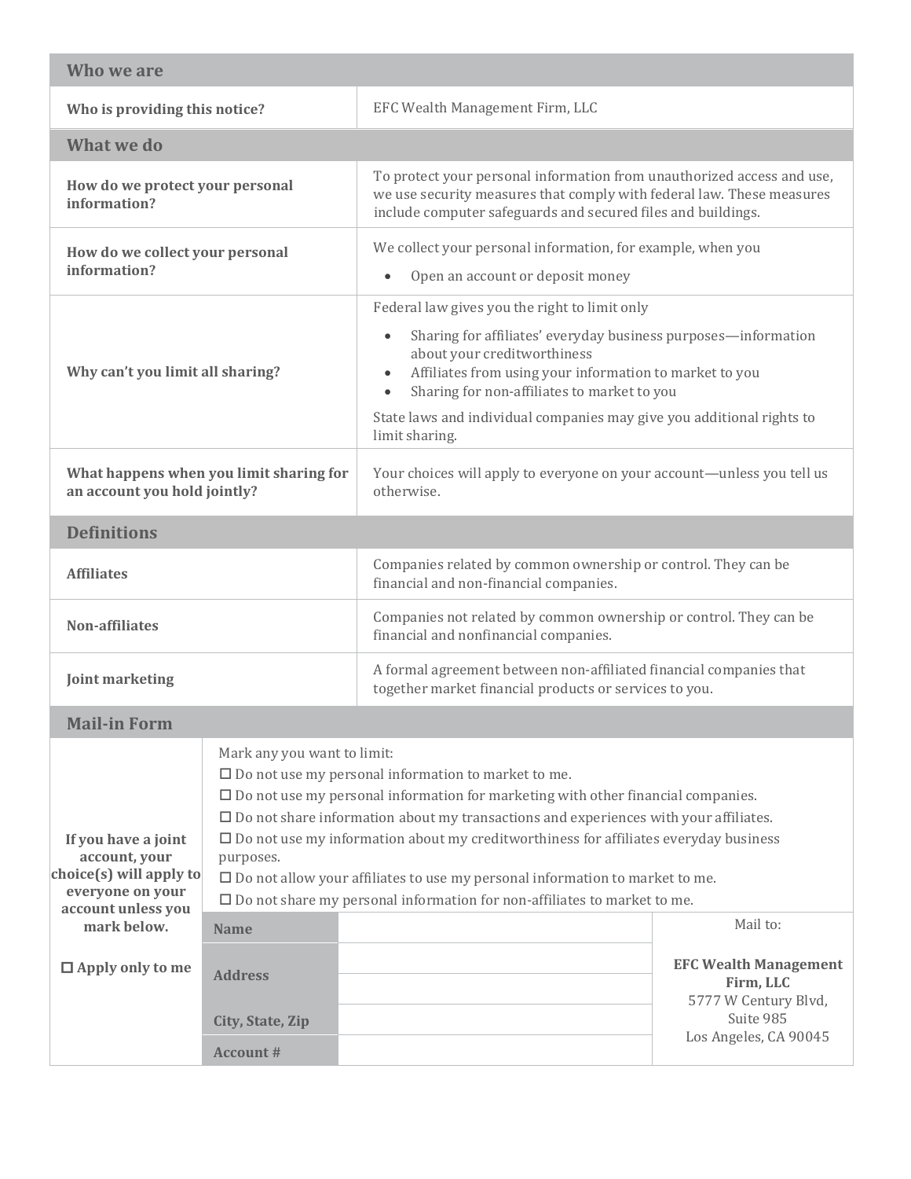## Who we are

| | |
|---|---|
| **Who is providing this notice?** | EFC Wealth Management Firm, LLC |

## What we do

| | |
|---|---|
| **How do we protect your personal information?** | To protect your personal information from unauthorized access and use, we use security measures that comply with federal law. These measures include computer safeguards and secured files and buildings. |
| **How do we collect your personal information?** | We collect your personal information, for example, when you<br>• Open an account or deposit money |
| **Why can't you limit all sharing?** | Federal law gives you the right to limit only<br>• Sharing for affiliates' everyday business purposes—information about your creditworthiness<br>• Affiliates from using your information to market to you<br>• Sharing for non-affiliates to market to you<br>State laws and individual companies may give you additional rights to limit sharing. |
| **What happens when you limit sharing for an account you hold jointly?** | Your choices will apply to everyone on your account—unless you tell us otherwise. |

## Definitions

| | |
|---|---|
| **Affiliates** | Companies related by common ownership or control. They can be financial and non-financial companies. |
| **Non-affiliates** | Companies not related by common ownership or control. They can be financial and nonfinancial companies. |
| **Joint marketing** | A formal agreement between non-affiliated financial companies that together market financial products or services to you. |

## Mail-in Form

**If you have a joint account, your choice(s) will apply to everyone on your account unless you mark below.**

☐ **Apply only to me**

Mark any you want to limit:

☐ Do not use my personal information to market to me.
☐ Do not use my personal information for marketing with other financial companies.
☐ Do not share information about my transactions and experiences with your affiliates.
☐ Do not use my information about my creditworthiness for affiliates everyday business purposes.
☐ Do not allow your affiliates to use my personal information to market to me.
☐ Do not share my personal information for non-affiliates to market to me.

| | | |
|---|---|---|
| **Name** | | Mail to:<br><br>**EFC Wealth Management Firm, LLC**<br>5777 W Century Blvd, Suite 985<br>Los Angeles, CA 90045 |
| **Address** | | |
| | | |
| **City, State, Zip** | | |
| **Account #** | | |